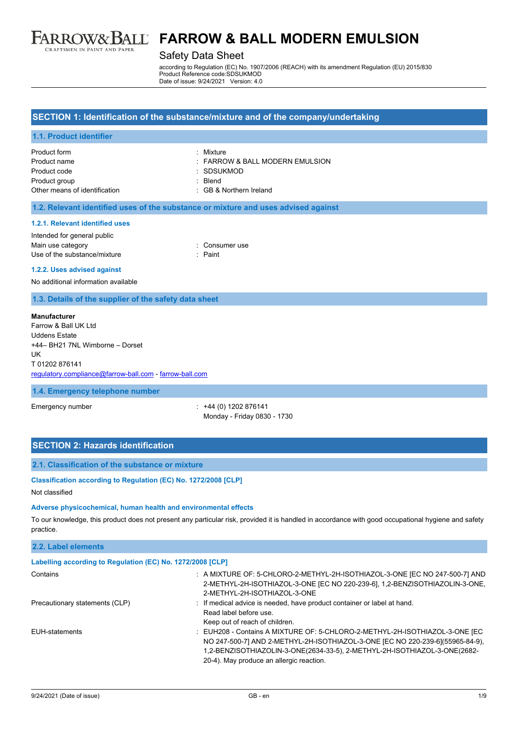# FARROW & BALL MODERN EMULSION

## Safety Data Sheet

according to Regulation (EC) No. 1907/2006 (REACH) with its amendment Regulation (EU) 2015/830
Product Reference code:SDSUKMOD
Date of issue: 9/24/2021 Version: 4.0

## SECTION 1: Identification of the substance/mixture and of the company/undertaking

### 1.1. Product identifier

| | |
|---|---|
| Product form | : Mixture |
| Product name | : FARROW & BALL MODERN EMULSION |
| Product code | : SDSUKMOD |
| Product group | : Blend |
| Other means of identification | : GB & Northern Ireland |

### 1.2. Relevant identified uses of the substance or mixture and uses advised against

#### 1.2.1. Relevant identified uses

| | |
|---|---|
| Intended for general public | |
| Main use category | : Consumer use |
| Use of the substance/mixture | : Paint |

#### 1.2.2. Uses advised against

No additional information available

### 1.3. Details of the supplier of the safety data sheet

**Manufacturer**
Farrow & Ball UK Ltd
Uddens Estate
+44– BH21 7NL Wimborne – Dorset
UK
T 01202 876141
regulatory.compliance@farrow-ball.com - farrow-ball.com

### 1.4. Emergency telephone number

| | |
|---|---|
| Emergency number | : +44 (0) 1202 876141<br>Monday - Friday 0830 - 1730 |

## SECTION 2: Hazards identification

### 2.1. Classification of the substance or mixture

#### Classification according to Regulation (EC) No. 1272/2008 [CLP]

Not classified

#### Adverse physicochemical, human health and environmental effects

To our knowledge, this product does not present any particular risk, provided it is handled in accordance with good occupational hygiene and safety practice.

### 2.2. Label elements

#### Labelling according to Regulation (EC) No. 1272/2008 [CLP]

| | |
|---|---|
| Contains | : A MIXTURE OF: 5-CHLORO-2-METHYL-2H-ISOTHIAZOL-3-ONE [EC NO 247-500-7] AND 2-METHYL-2H-ISOTHIAZOL-3-ONE [EC NO 220-239-6], 1,2-BENZISOTHIAZOLIN-3-ONE, 2-METHYL-2H-ISOTHIAZOL-3-ONE |
| Precautionary statements (CLP) | : If medical advice is needed, have product container or label at hand.<br>Read label before use.<br>Keep out of reach of children. |
| EUH-statements | : EUH208 - Contains A MIXTURE OF: 5-CHLORO-2-METHYL-2H-ISOTHIAZOL-3-ONE [EC NO 247-500-7] AND 2-METHYL-2H-ISOTHIAZOL-3-ONE [EC NO 220-239-6](55965-84-9), 1,2-BENZISOTHIAZOLIN-3-ONE(2634-33-5), 2-METHYL-2H-ISOTHIAZOL-3-ONE(2682-20-4). May produce an allergic reaction. |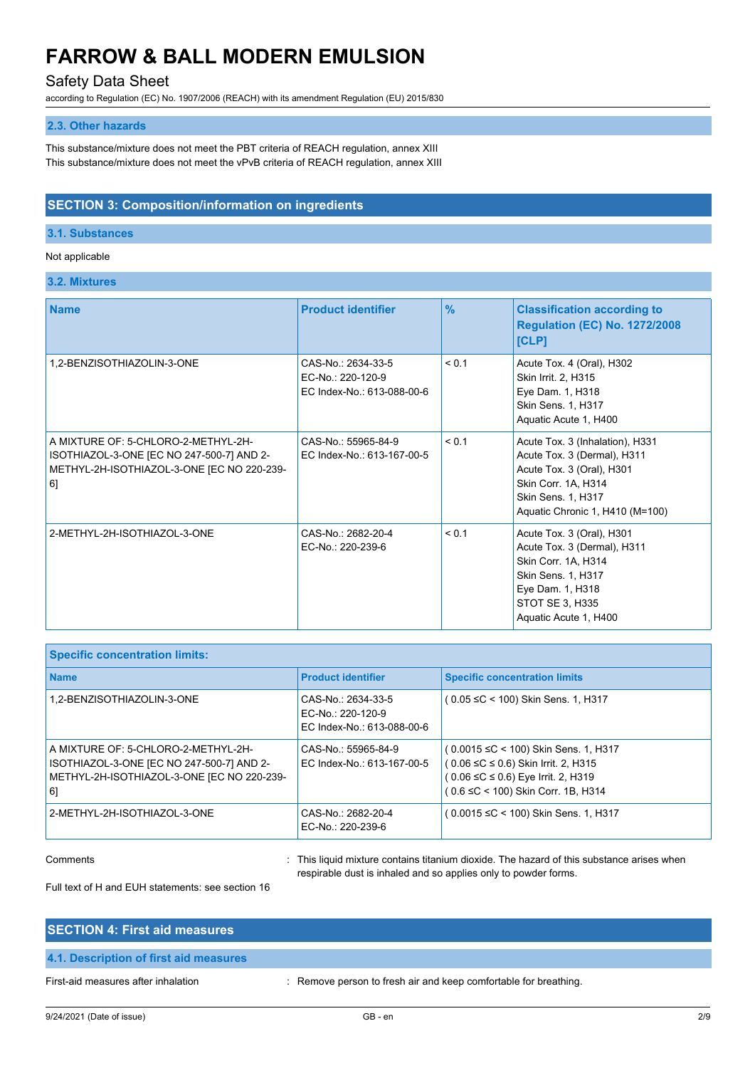### 2.3. Other hazards

This substance/mixture does not meet the PBT criteria of REACH regulation, annex XIII
This substance/mixture does not meet the vPvB criteria of REACH regulation, annex XIII

## SECTION 3: Composition/information on ingredients

### 3.1. Substances

Not applicable

### 3.2. Mixtures

| Name | Product identifier | % | Classification according to Regulation (EC) No. 1272/2008 [CLP] |
|---|---|---|---|
| 1,2-BENZISOTHIAZOLIN-3-ONE | CAS-No.: 2634-33-5<br>EC-No.: 220-120-9<br>EC Index-No.: 613-088-00-6 | < 0.1 | Acute Tox. 4 (Oral), H302<br>Skin Irrit. 2, H315<br>Eye Dam. 1, H318<br>Skin Sens. 1, H317<br>Aquatic Acute 1, H400 |
| A MIXTURE OF: 5-CHLORO-2-METHYL-2H-ISOTHIAZOL-3-ONE [EC NO 247-500-7] AND 2-METHYL-2H-ISOTHIAZOL-3-ONE [EC NO 220-239-6] | CAS-No.: 55965-84-9<br>EC Index-No.: 613-167-00-5 | < 0.1 | Acute Tox. 3 (Inhalation), H331<br>Acute Tox. 3 (Dermal), H311<br>Acute Tox. 3 (Oral), H301<br>Skin Corr. 1A, H314<br>Skin Sens. 1, H317<br>Aquatic Chronic 1, H410 (M=100) |
| 2-METHYL-2H-ISOTHIAZOL-3-ONE | CAS-No.: 2682-20-4<br>EC-No.: 220-239-6 | < 0.1 | Acute Tox. 3 (Oral), H301<br>Acute Tox. 3 (Dermal), H311<br>Skin Corr. 1A, H314<br>Skin Sens. 1, H317<br>Eye Dam. 1, H318<br>STOT SE 3, H335<br>Aquatic Acute 1, H400 |

| Specific concentration limits: | | |
|---|---|---|
| **Name** | **Product identifier** | **Specific concentration limits** |
| 1,2-BENZISOTHIAZOLIN-3-ONE | CAS-No.: 2634-33-5<br>EC-No.: 220-120-9<br>EC Index-No.: 613-088-00-6 | ( 0.05 ≤C < 100) Skin Sens. 1, H317 |
| A MIXTURE OF: 5-CHLORO-2-METHYL-2H-ISOTHIAZOL-3-ONE [EC NO 247-500-7] AND 2-METHYL-2H-ISOTHIAZOL-3-ONE [EC NO 220-239-6] | CAS-No.: 55965-84-9<br>EC Index-No.: 613-167-00-5 | ( 0.0015 ≤C < 100) Skin Sens. 1, H317<br>( 0.06 ≤C ≤ 0.6) Skin Irrit. 2, H315<br>( 0.06 ≤C ≤ 0.6) Eye Irrit. 2, H319<br>( 0.6 ≤C < 100) Skin Corr. 1B, H314 |
| 2-METHYL-2H-ISOTHIAZOL-3-ONE | CAS-No.: 2682-20-4<br>EC-No.: 220-239-6 | ( 0.0015 ≤C < 100) Skin Sens. 1, H317 |

Comments : This liquid mixture contains titanium dioxide. The hazard of this substance arises when respirable dust is inhaled and so applies only to powder forms.

Full text of H and EUH statements: see section 16

## SECTION 4: First aid measures

### 4.1. Description of first aid measures

First-aid measures after inhalation : Remove person to fresh air and keep comfortable for breathing.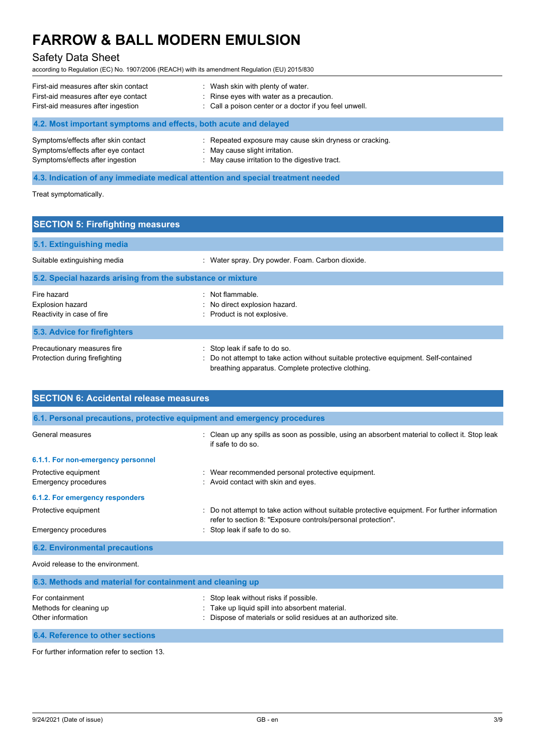| | |
|---|---|
| First-aid measures after skin contact | : Wash skin with plenty of water. |
| First-aid measures after eye contact | : Rinse eyes with water as a precaution. |
| First-aid measures after ingestion | : Call a poison center or a doctor if you feel unwell. |

### 4.2. Most important symptoms and effects, both acute and delayed

| | |
|---|---|
| Symptoms/effects after skin contact | : Repeated exposure may cause skin dryness or cracking. |
| Symptoms/effects after eye contact | : May cause slight irritation. |
| Symptoms/effects after ingestion | : May cause irritation to the digestive tract. |

### 4.3. Indication of any immediate medical attention and special treatment needed

Treat symptomatically.

## SECTION 5: Firefighting measures

### 5.1. Extinguishing media

| | |
|---|---|
| Suitable extinguishing media | : Water spray. Dry powder. Foam. Carbon dioxide. |

### 5.2. Special hazards arising from the substance or mixture

| | |
|---|---|
| Fire hazard | : Not flammable. |
| Explosion hazard | : No direct explosion hazard. |
| Reactivity in case of fire | : Product is not explosive. |

### 5.3. Advice for firefighters

| | |
|---|---|
| Precautionary measures fire | : Stop leak if safe to do so. |
| Protection during firefighting | : Do not attempt to take action without suitable protective equipment. Self-contained breathing apparatus. Complete protective clothing. |

## SECTION 6: Accidental release measures

### 6.1. Personal precautions, protective equipment and emergency procedures

| | |
|---|---|
| General measures | : Clean up any spills as soon as possible, using an absorbent material to collect it. Stop leak if safe to do so. |

#### 6.1.1. For non-emergency personnel

| | |
|---|---|
| Protective equipment | : Wear recommended personal protective equipment. |
| Emergency procedures | : Avoid contact with skin and eyes. |

#### 6.1.2. For emergency responders

| | |
|---|---|
| Protective equipment | : Do not attempt to take action without suitable protective equipment. For further information refer to section 8: "Exposure controls/personal protection". |
| Emergency procedures | : Stop leak if safe to do so. |

### 6.2. Environmental precautions

Avoid release to the environment.

### 6.3. Methods and material for containment and cleaning up

| | |
|---|---|
| For containment | : Stop leak without risks if possible. |
| Methods for cleaning up | : Take up liquid spill into absorbent material. |
| Other information | : Dispose of materials or solid residues at an authorized site. |

### 6.4. Reference to other sections

For further information refer to section 13.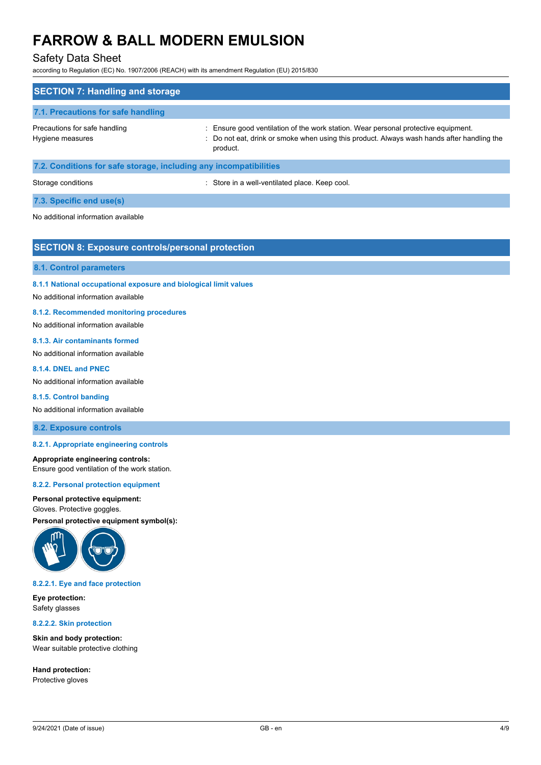## SECTION 7: Handling and storage

### 7.1. Precautions for safe handling

| | |
|---|---|
| Precautions for safe handling | : Ensure good ventilation of the work station. Wear personal protective equipment. |
| Hygiene measures | : Do not eat, drink or smoke when using this product. Always wash hands after handling the product. |

### 7.2. Conditions for safe storage, including any incompatibilities

| | |
|---|---|
| Storage conditions | : Store in a well-ventilated place. Keep cool. |

### 7.3. Specific end use(s)

No additional information available

## SECTION 8: Exposure controls/personal protection

### 8.1. Control parameters

#### 8.1.1 National occupational exposure and biological limit values

No additional information available

#### 8.1.2. Recommended monitoring procedures

No additional information available

#### 8.1.3. Air contaminants formed

No additional information available

#### 8.1.4. DNEL and PNEC

No additional information available

#### 8.1.5. Control banding

No additional information available

### 8.2. Exposure controls

#### 8.2.1. Appropriate engineering controls

**Appropriate engineering controls:**
Ensure good ventilation of the work station.

#### 8.2.2. Personal protection equipment

**Personal protective equipment:**
Gloves. Protective goggles.

**Personal protective equipment symbol(s):**

#### 8.2.2.1. Eye and face protection

**Eye protection:**
Safety glasses

#### 8.2.2.2. Skin protection

**Skin and body protection:**
Wear suitable protective clothing

**Hand protection:**
Protective gloves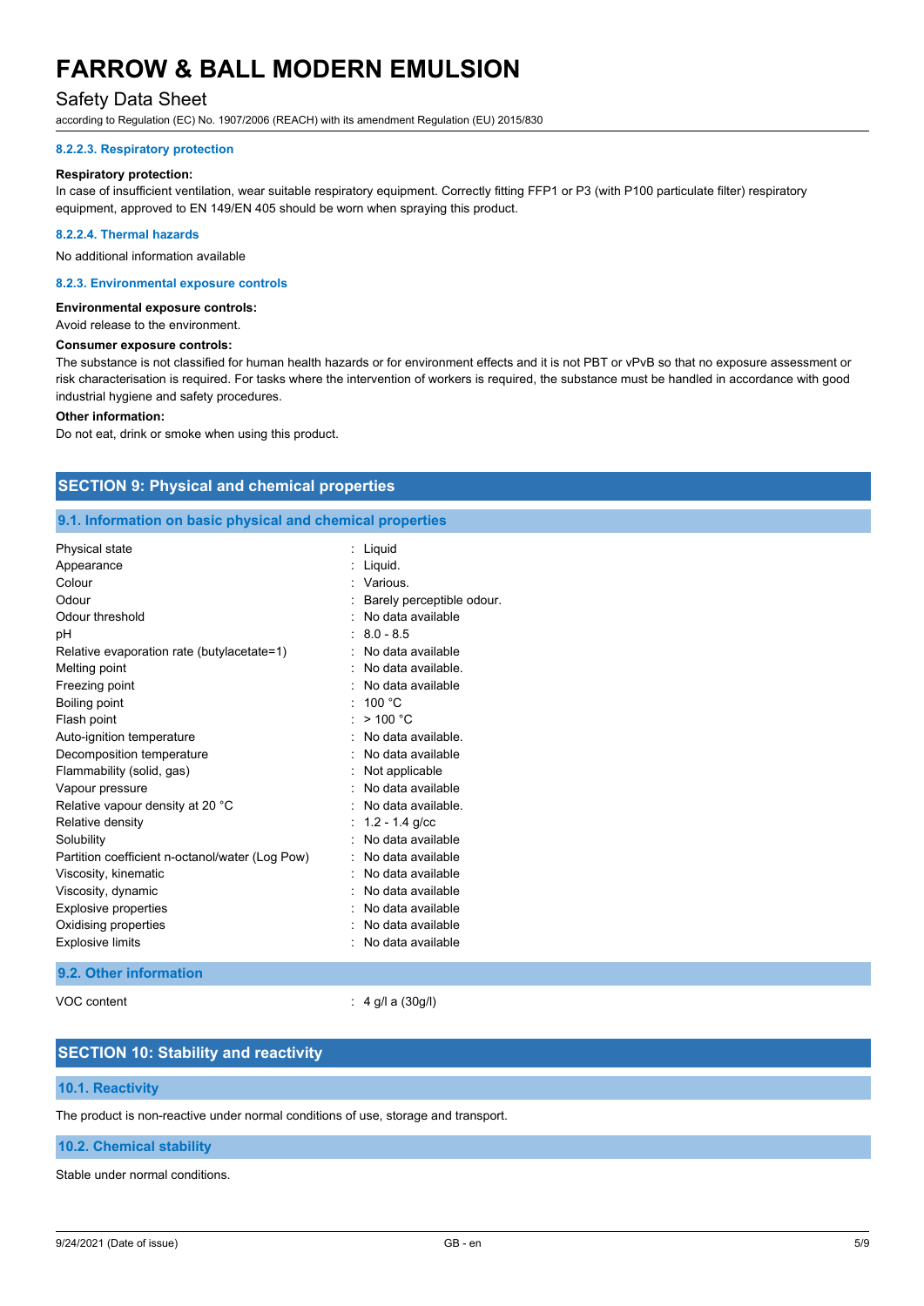#### 8.2.2.3. Respiratory protection

**Respiratory protection:**

In case of insufficient ventilation, wear suitable respiratory equipment. Correctly fitting FFP1 or P3 (with P100 particulate filter) respiratory equipment, approved to EN 149/EN 405 should be worn when spraying this product.

#### 8.2.2.4. Thermal hazards

No additional information available

#### 8.2.3. Environmental exposure controls

**Environmental exposure controls:**

Avoid release to the environment.

**Consumer exposure controls:**

The substance is not classified for human health hazards or for environment effects and it is not PBT or vPvB so that no exposure assessment or risk characterisation is required. For tasks where the intervention of workers is required, the substance must be handled in accordance with good industrial hygiene and safety procedures.

**Other information:**

Do not eat, drink or smoke when using this product.

## SECTION 9: Physical and chemical properties

### 9.1. Information on basic physical and chemical properties

| | |
|---|---|
| Physical state | : Liquid |
| Appearance | : Liquid. |
| Colour | : Various. |
| Odour | : Barely perceptible odour. |
| Odour threshold | : No data available |
| pH | : 8.0 - 8.5 |
| Relative evaporation rate (butylacetate=1) | : No data available |
| Melting point | : No data available. |
| Freezing point | : No data available |
| Boiling point | : 100 °C |
| Flash point | : > 100 °C |
| Auto-ignition temperature | : No data available. |
| Decomposition temperature | : No data available |
| Flammability (solid, gas) | : Not applicable |
| Vapour pressure | : No data available |
| Relative vapour density at 20 °C | : No data available. |
| Relative density | : 1.2 - 1.4 g/cc |
| Solubility | : No data available |
| Partition coefficient n-octanol/water (Log Pow) | : No data available |
| Viscosity, kinematic | : No data available |
| Viscosity, dynamic | : No data available |
| Explosive properties | : No data available |
| Oxidising properties | : No data available |
| Explosive limits | : No data available |

### 9.2. Other information

| | |
|---|---|
| VOC content | : 4 g/l a (30g/l) |

## SECTION 10: Stability and reactivity

### 10.1. Reactivity

The product is non-reactive under normal conditions of use, storage and transport.

### 10.2. Chemical stability

Stable under normal conditions.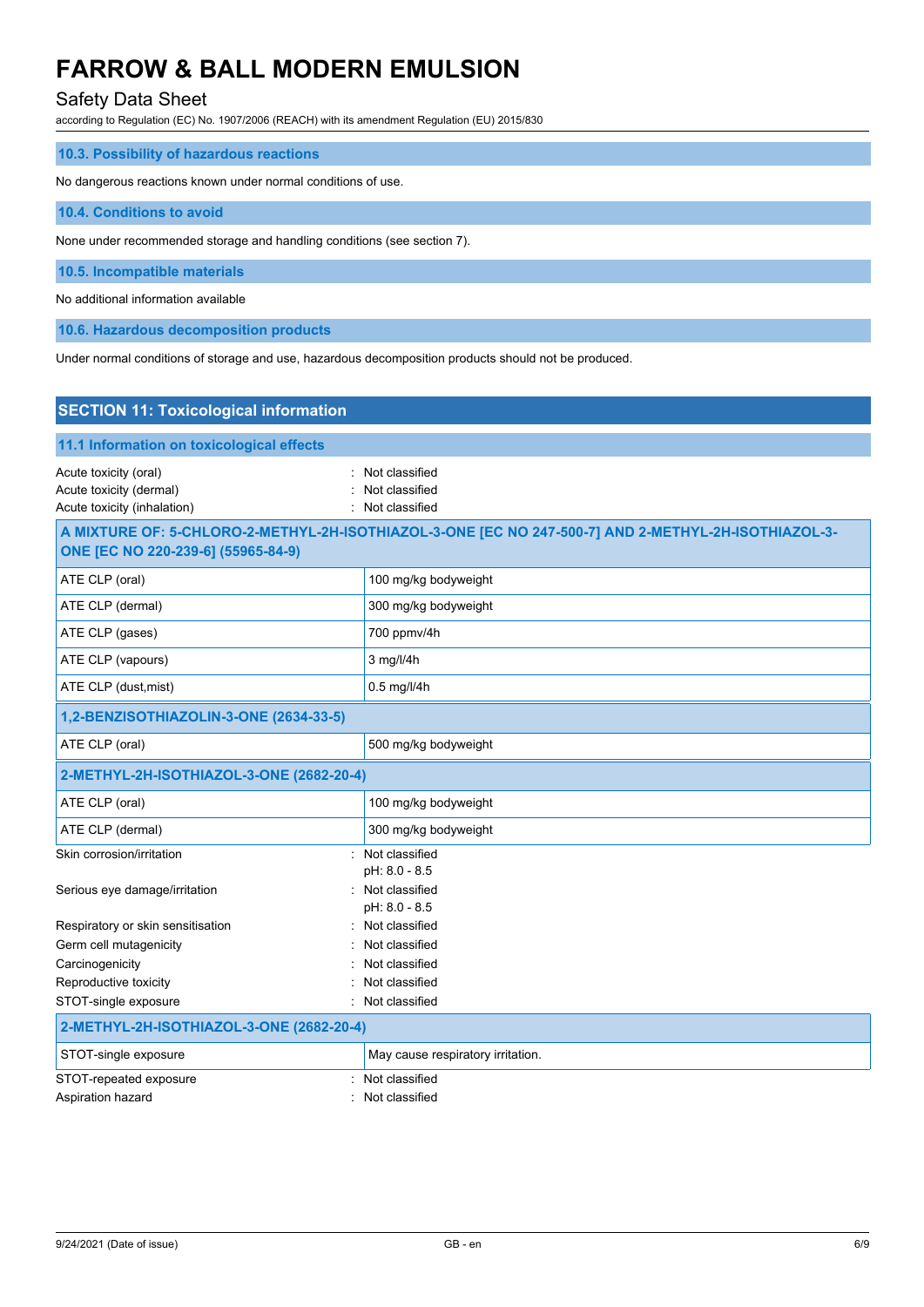### 10.3. Possibility of hazardous reactions

No dangerous reactions known under normal conditions of use.

### 10.4. Conditions to avoid

None under recommended storage and handling conditions (see section 7).

### 10.5. Incompatible materials

No additional information available

### 10.6. Hazardous decomposition products

Under normal conditions of storage and use, hazardous decomposition products should not be produced.

## SECTION 11: Toxicological information

### 11.1 Information on toxicological effects

Acute toxicity (oral) : Not classified
Acute toxicity (dermal) : Not classified
Acute toxicity (inhalation) : Not classified

| A MIXTURE OF: 5-CHLORO-2-METHYL-2H-ISOTHIAZOL-3-ONE [EC NO 247-500-7] AND 2-METHYL-2H-ISOTHIAZOL-3-ONE [EC NO 220-239-6] (55965-84-9) | |
|---|---|
| ATE CLP (oral) | 100 mg/kg bodyweight |
| ATE CLP (dermal) | 300 mg/kg bodyweight |
| ATE CLP (gases) | 700 ppmv/4h |
| ATE CLP (vapours) | 3 mg/l/4h |
| ATE CLP (dust,mist) | 0.5 mg/l/4h |
| **1,2-BENZISOTHIAZOLIN-3-ONE (2634-33-5)** | |
| ATE CLP (oral) | 500 mg/kg bodyweight |
| **2-METHYL-2H-ISOTHIAZOL-3-ONE (2682-20-4)** | |
| ATE CLP (oral) | 100 mg/kg bodyweight |
| ATE CLP (dermal) | 300 mg/kg bodyweight |

Skin corrosion/irritation : Not classified
pH: 8.0 - 8.5
Serious eye damage/irritation : Not classified
pH: 8.0 - 8.5
Respiratory or skin sensitisation : Not classified
Germ cell mutagenicity : Not classified
Carcinogenicity : Not classified
Reproductive toxicity : Not classified
STOT-single exposure : Not classified

| 2-METHYL-2H-ISOTHIAZOL-3-ONE (2682-20-4) | |
|---|---|
| STOT-single exposure | May cause respiratory irritation. |

STOT-repeated exposure : Not classified
Aspiration hazard : Not classified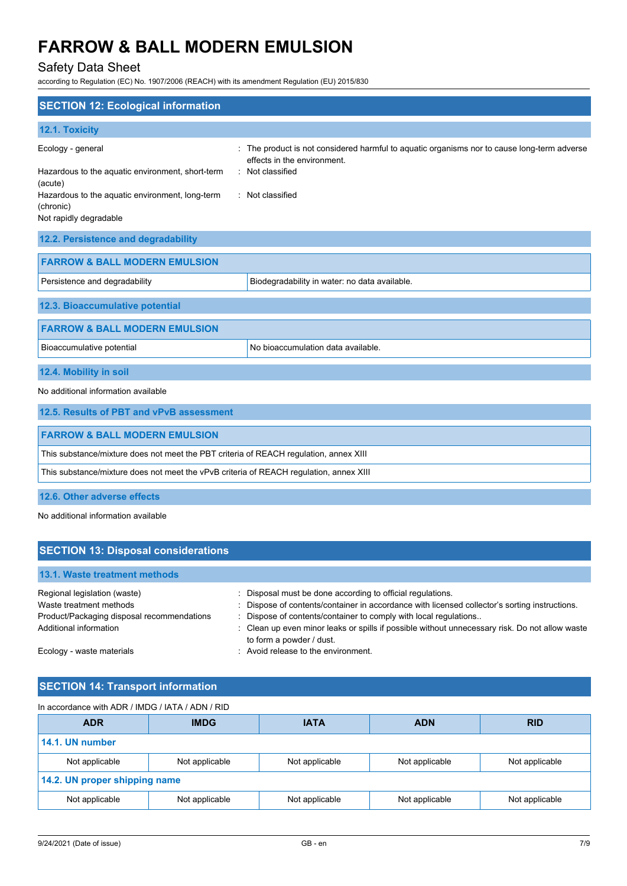# FARROW & BALL MODERN EMULSION

## Safety Data Sheet

according to Regulation (EC) No. 1907/2006 (REACH) with its amendment Regulation (EU) 2015/830

## SECTION 12: Ecological information

### 12.1. Toxicity

| | |
|---|---|
| Ecology - general | : The product is not considered harmful to aquatic organisms nor to cause long-term adverse effects in the environment. |
| Hazardous to the aquatic environment, short-term (acute) | : Not classified |
| Hazardous to the aquatic environment, long-term (chronic) | : Not classified |

Not rapidly degradable

### 12.2. Persistence and degradability

| FARROW & BALL MODERN EMULSION | |
|---|---|
| Persistence and degradability | Biodegradability in water: no data available. |

### 12.3. Bioaccumulative potential

| FARROW & BALL MODERN EMULSION | |
|---|---|
| Bioaccumulative potential | No bioaccumulation data available. |

### 12.4. Mobility in soil

No additional information available

### 12.5. Results of PBT and vPvB assessment

| FARROW & BALL MODERN EMULSION |
|---|
| This substance/mixture does not meet the PBT criteria of REACH regulation, annex XIII |
| This substance/mixture does not meet the vPvB criteria of REACH regulation, annex XIII |

### 12.6. Other adverse effects

No additional information available

## SECTION 13: Disposal considerations

### 13.1. Waste treatment methods

| | |
|---|---|
| Regional legislation (waste) | : Disposal must be done according to official regulations. |
| Waste treatment methods | : Dispose of contents/container in accordance with licensed collector's sorting instructions. |
| Product/Packaging disposal recommendations | : Dispose of contents/container to comply with local regulations.. |
| Additional information | : Clean up even minor leaks or spills if possible without unnecessary risk. Do not allow waste to form a powder / dust. |
| Ecology - waste materials | : Avoid release to the environment. |

## SECTION 14: Transport information

In accordance with ADR / IMDG / IATA / ADN / RID

| ADR | IMDG | IATA | ADN | RID |
|---|---|---|---|---|
| **14.1. UN number** | | | | |
| Not applicable | Not applicable | Not applicable | Not applicable | Not applicable |
| **14.2. UN proper shipping name** | | | | |
| Not applicable | Not applicable | Not applicable | Not applicable | Not applicable |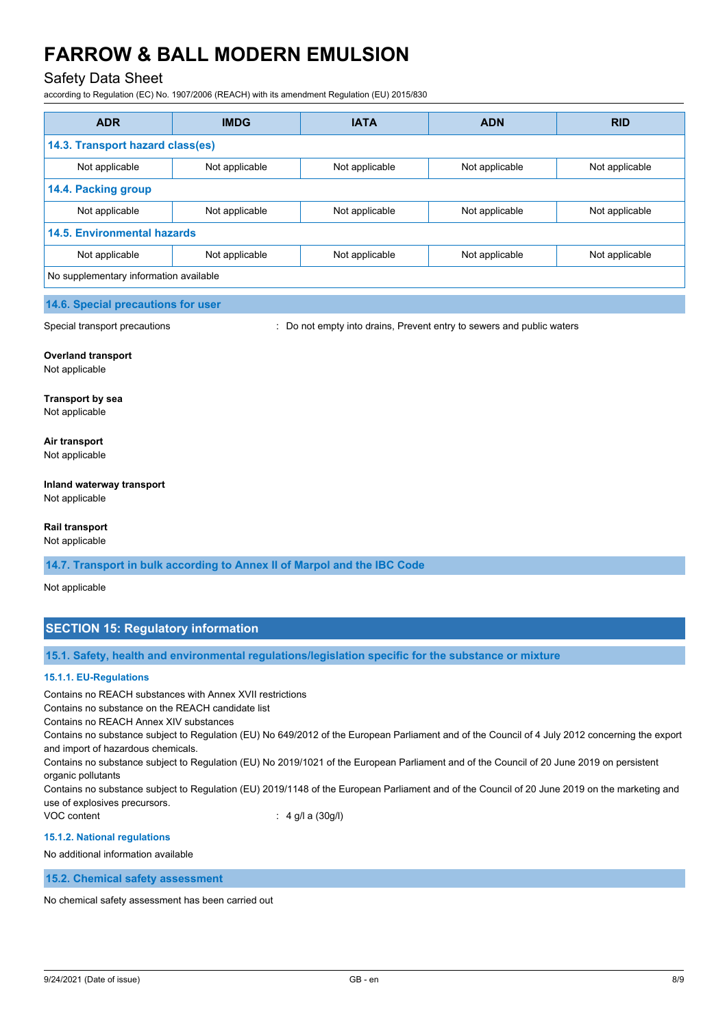| ADR | IMDG | IATA | ADN | RID |
|---|---|---|---|---|
| **14.3. Transport hazard class(es)** | | | | |
| Not applicable | Not applicable | Not applicable | Not applicable | Not applicable |
| **14.4. Packing group** | | | | |
| Not applicable | Not applicable | Not applicable | Not applicable | Not applicable |
| **14.5. Environmental hazards** | | | | |
| Not applicable | Not applicable | Not applicable | Not applicable | Not applicable |
| No supplementary information available | | | | |

### 14.6. Special precautions for user

Special transport precautions : Do not empty into drains, Prevent entry to sewers and public waters

**Overland transport**
Not applicable

**Transport by sea**
Not applicable

**Air transport**
Not applicable

**Inland waterway transport**
Not applicable

**Rail transport**
Not applicable

### 14.7. Transport in bulk according to Annex II of Marpol and the IBC Code

Not applicable

## SECTION 15: Regulatory information

### 15.1. Safety, health and environmental regulations/legislation specific for the substance or mixture

#### 15.1.1. EU-Regulations

Contains no REACH substances with Annex XVII restrictions
Contains no substance on the REACH candidate list
Contains no REACH Annex XIV substances
Contains no substance subject to Regulation (EU) No 649/2012 of the European Parliament and of the Council of 4 July 2012 concerning the export and import of hazardous chemicals.
Contains no substance subject to Regulation (EU) No 2019/1021 of the European Parliament and of the Council of 20 June 2019 on persistent organic pollutants
Contains no substance subject to Regulation (EU) 2019/1148 of the European Parliament and of the Council of 20 June 2019 on the marketing and use of explosives precursors.
VOC content : 4 g/l a (30g/l)

#### 15.1.2. National regulations

No additional information available

### 15.2. Chemical safety assessment

No chemical safety assessment has been carried out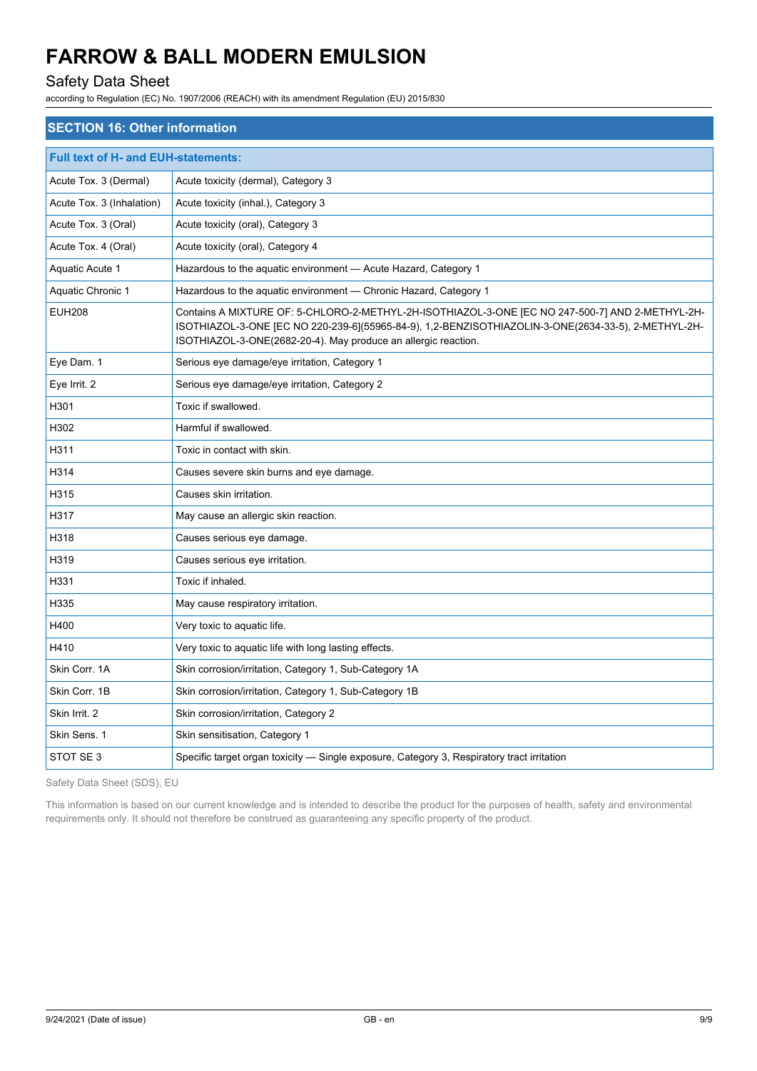# FARROW & BALL MODERN EMULSION

## Safety Data Sheet

according to Regulation (EC) No. 1907/2006 (REACH) with its amendment Regulation (EU) 2015/830

## SECTION 16: Other information

| Full text of H- and EUH-statements: | |
|---|---|
| Acute Tox. 3 (Dermal) | Acute toxicity (dermal), Category 3 |
| Acute Tox. 3 (Inhalation) | Acute toxicity (inhal.), Category 3 |
| Acute Tox. 3 (Oral) | Acute toxicity (oral), Category 3 |
| Acute Tox. 4 (Oral) | Acute toxicity (oral), Category 4 |
| Aquatic Acute 1 | Hazardous to the aquatic environment — Acute Hazard, Category 1 |
| Aquatic Chronic 1 | Hazardous to the aquatic environment — Chronic Hazard, Category 1 |
| EUH208 | Contains A MIXTURE OF: 5-CHLORO-2-METHYL-2H-ISOTHIAZOL-3-ONE [EC NO 247-500-7] AND 2-METHYL-2H-ISOTHIAZOL-3-ONE [EC NO 220-239-6](55965-84-9), 1,2-BENZISOTHIAZOLIN-3-ONE(2634-33-5), 2-METHYL-2H-ISOTHIAZOL-3-ONE(2682-20-4). May produce an allergic reaction. |
| Eye Dam. 1 | Serious eye damage/eye irritation, Category 1 |
| Eye Irrit. 2 | Serious eye damage/eye irritation, Category 2 |
| H301 | Toxic if swallowed. |
| H302 | Harmful if swallowed. |
| H311 | Toxic in contact with skin. |
| H314 | Causes severe skin burns and eye damage. |
| H315 | Causes skin irritation. |
| H317 | May cause an allergic skin reaction. |
| H318 | Causes serious eye damage. |
| H319 | Causes serious eye irritation. |
| H331 | Toxic if inhaled. |
| H335 | May cause respiratory irritation. |
| H400 | Very toxic to aquatic life. |
| H410 | Very toxic to aquatic life with long lasting effects. |
| Skin Corr. 1A | Skin corrosion/irritation, Category 1, Sub-Category 1A |
| Skin Corr. 1B | Skin corrosion/irritation, Category 1, Sub-Category 1B |
| Skin Irrit. 2 | Skin corrosion/irritation, Category 2 |
| Skin Sens. 1 | Skin sensitisation, Category 1 |
| STOT SE 3 | Specific target organ toxicity — Single exposure, Category 3, Respiratory tract irritation |

Safety Data Sheet (SDS), EU

This information is based on our current knowledge and is intended to describe the product for the purposes of health, safety and environmental requirements only. It should not therefore be construed as guaranteeing any specific property of the product.

9/24/2021 (Date of issue) GB - en